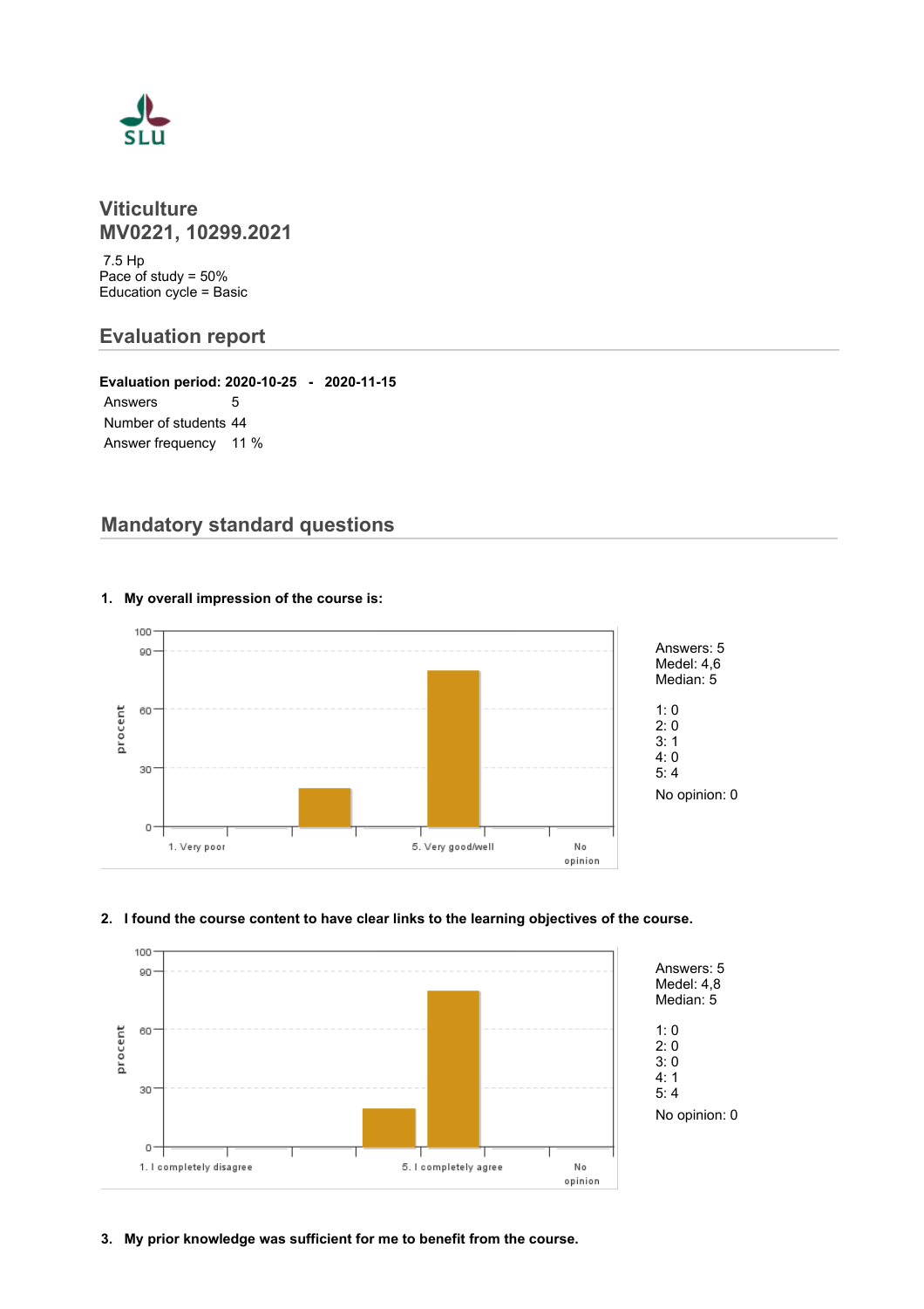# Viticulture
# MV0221, 10299.2021

7.5 Hp
Pace of study = 50%
Education cycle = Basic

## Evaluation report

**Evaluation period: 2020-10-25 - 2020-11-15**

| | |
|---|---|
| Answers | 5 |
| Number of students | 44 |
| Answer frequency | 11 % |

## Mandatory standard questions

**1. My overall impression of the course is:**

Answers: 5
Medel: 4,6
Median: 5

1: 0
2: 0
3: 1
4: 0
5: 4

No opinion: 0

**2. I found the course content to have clear links to the learning objectives of the course.**

Answers: 5
Medel: 4,8
Median: 5

1: 0
2: 0
3: 0
4: 1
5: 4

No opinion: 0

**3. My prior knowledge was sufficient for me to benefit from the course.**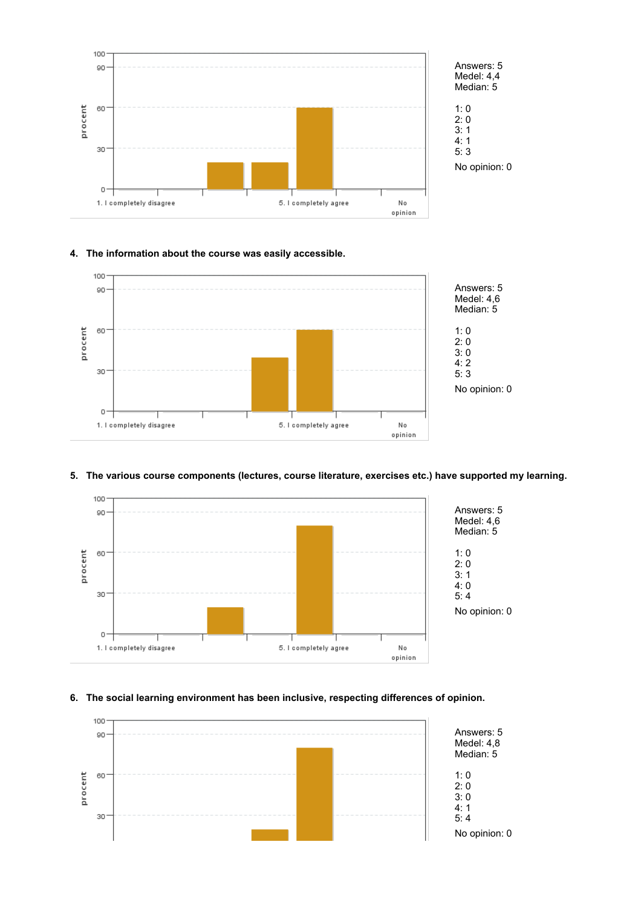Answers: 5
Medel: 4,4
Median: 5

1: 0
2: 0
3: 1
4: 1
5: 3

No opinion: 0

**4. The information about the course was easily accessible.**

Answers: 5
Medel: 4,6
Median: 5

1: 0
2: 0
3: 0
4: 2
5: 3

No opinion: 0

**5. The various course components (lectures, course literature, exercises etc.) have supported my learning.**

Answers: 5
Medel: 4,6
Median: 5

1: 0
2: 0
3: 1
4: 0
5: 4

No opinion: 0

**6. The social learning environment has been inclusive, respecting differences of opinion.**

Answers: 5
Medel: 4,8
Median: 5

1: 0
2: 0
3: 0
4: 1
5: 4

No opinion: 0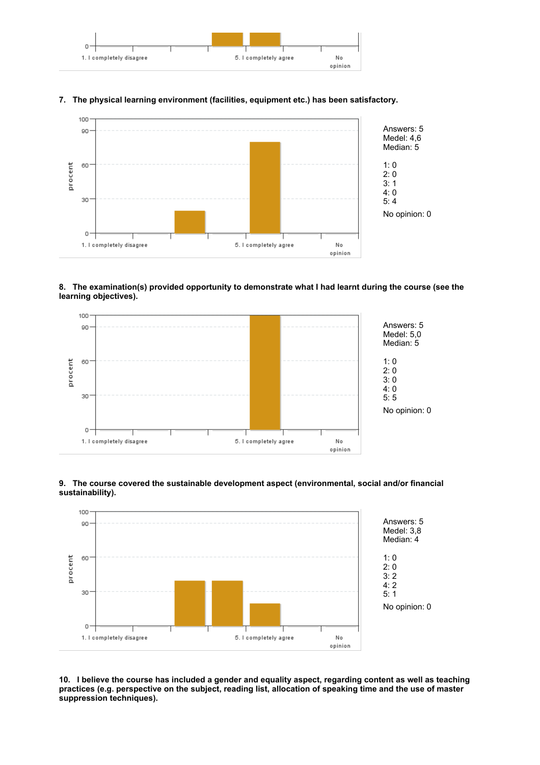1. I completely disagree | 5. I completely agree | No opinion

**7. The physical learning environment (facilities, equipment etc.) has been satisfactory.**

Answers: 5
Medel: 4,6
Median: 5

1: 0
2: 0
3: 1
4: 0
5: 4

No opinion: 0

**8. The examination(s) provided opportunity to demonstrate what I had learnt during the course (see the learning objectives).**

Answers: 5
Medel: 5,0
Median: 5

1: 0
2: 0
3: 0
4: 0
5: 5

No opinion: 0

**9. The course covered the sustainable development aspect (environmental, social and/or financial sustainability).**

Answers: 5
Medel: 3,8
Median: 4

1: 0
2: 0
3: 2
4: 2
5: 1

No opinion: 0

**10. I believe the course has included a gender and equality aspect, regarding content as well as teaching practices (e.g. perspective on the subject, reading list, allocation of speaking time and the use of master suppression techniques).**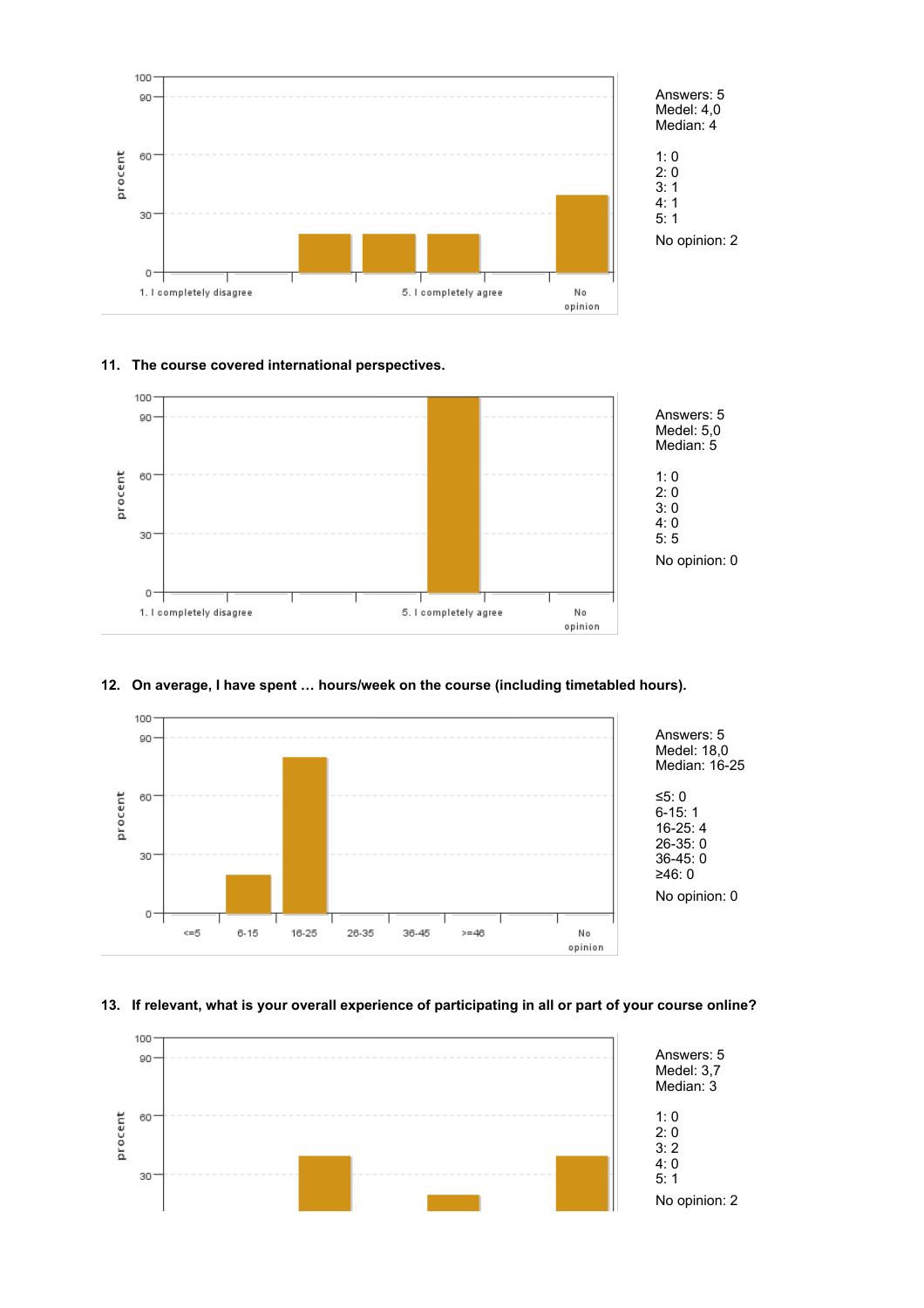Answers: 5
Medel: 4,0
Median: 4

1: 0
2: 0
3: 1
4: 1
5: 1

No opinion: 2

**11. The course covered international perspectives.**

Answers: 5
Medel: 5,0
Median: 5

1: 0
2: 0
3: 0
4: 0
5: 5

No opinion: 0

**12. On average, I have spent … hours/week on the course (including timetabled hours).**

Answers: 5
Medel: 18,0
Median: 16-25

≤5: 0
6-15: 1
16-25: 4
26-35: 0
36-45: 0
≥46: 0

No opinion: 0

**13. If relevant, what is your overall experience of participating in all or part of your course online?**

Answers: 5
Medel: 3,7
Median: 3

1: 0
2: 0
3: 2
4: 0
5: 1

No opinion: 2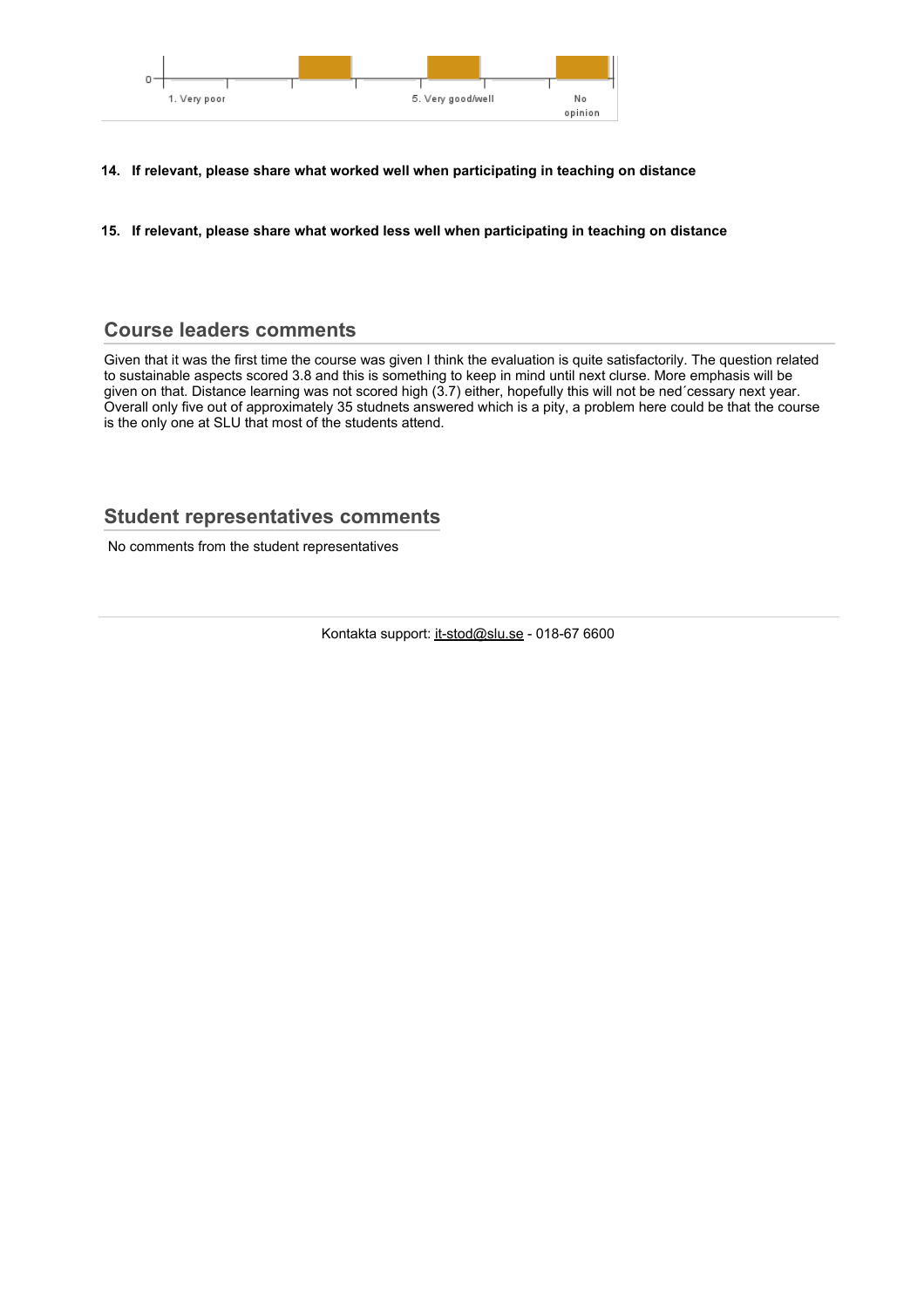0

1. Very poor

5. Very good/well

No opinion

**14. If relevant, please share what worked well when participating in teaching on distance**

**15. If relevant, please share what worked less well when participating in teaching on distance**

## Course leaders comments

Given that it was the first time the course was given I think the evaluation is quite satisfactorily. The question related to sustainable aspects scored 3.8 and this is something to keep in mind until next clurse. More emphasis will be given on that. Distance learning was not scored high (3.7) either, hopefully this will not be ned´cessary next year. Overall only five out of approximately 35 studnets answered which is a pity, a problem here could be that the course is the only one at SLU that most of the students attend.

## Student representatives comments

No comments from the student representatives

Kontakta support: it-stod@slu.se - 018-67 6600